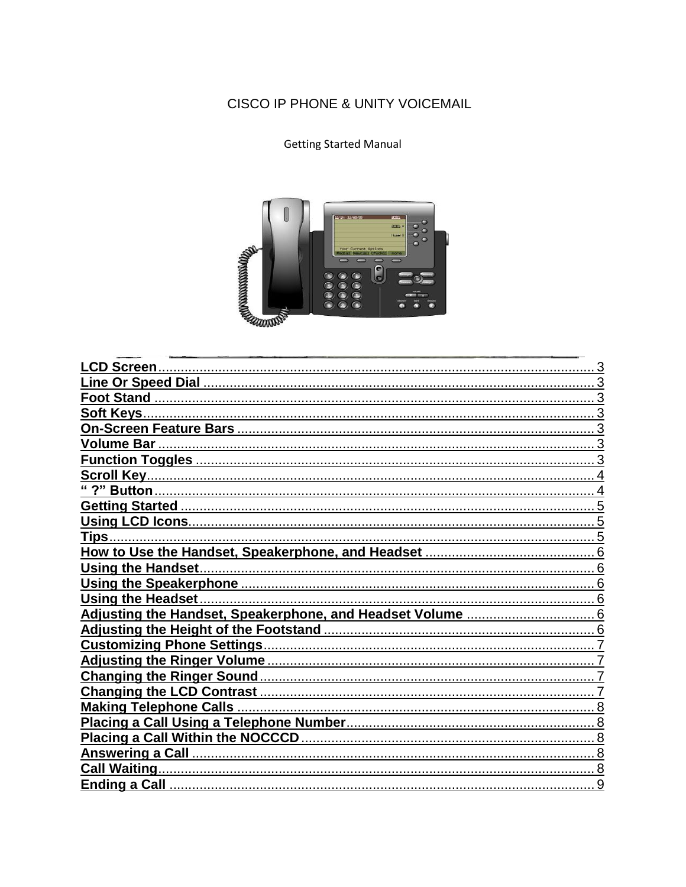# CISCO IP PHONE & UNITY VOICEMAIL

Getting Started Manual

**LCD Screen** .......... 3
**Line Or Speed Dial** .......... 3
**Foot Stand** .......... 3
**Soft Keys** .......... 3
**On-Screen Feature Bars** .......... 3
**Volume Bar** .......... 3
**Function Toggles** .......... 3
**Scroll Key** .......... 4
**“ ?” Button** .......... 4
**Getting Started** .......... 5
**Using LCD Icons** .......... 5
**Tips** .......... 5
**How to Use the Handset, Speakerphone, and Headset** .......... 6
**Using the Handset** .......... 6
**Using the Speakerphone** .......... 6
**Using the Headset** .......... 6
**Adjusting the Handset, Speakerphone, and Headset Volume** .......... 6
**Adjusting the Height of the Footstand** .......... 6
**Customizing Phone Settings** .......... 7
**Adjusting the Ringer Volume** .......... 7
**Changing the Ringer Sound** .......... 7
**Changing the LCD Contrast** .......... 7
**Making Telephone Calls** .......... 8
**Placing a Call Using a Telephone Number** .......... 8
**Placing a Call Within the NOCCCD** .......... 8
**Answering a Call** .......... 8
**Call Waiting** .......... 8
**Ending a Call** .......... 9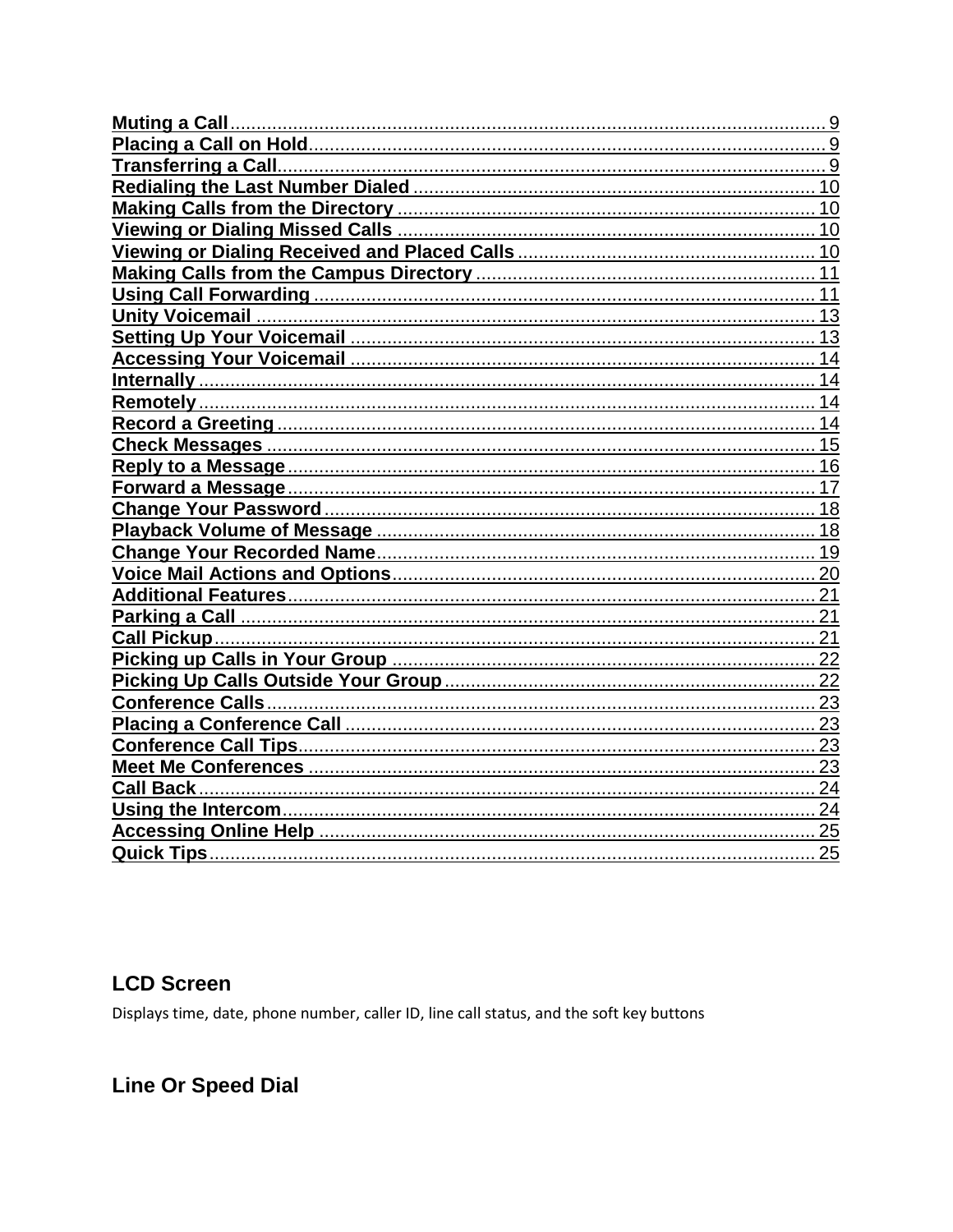[Muting a Call ........................................................................................................ 9](#)
[Placing a Call on Hold ........................................................................................ 9](#)
[Transferring a Call ............................................................................................... 9](#)
[Redialing the Last Number Dialed ..................................................................... 10](#)
[Making Calls from the Directory ........................................................................ 10](#)
[Viewing or Dialing Missed Calls ........................................................................ 10](#)
[Viewing or Dialing Received and Placed Calls .................................................. 10](#)
[Making Calls from the Campus Directory .......................................................... 11](#)
[Using Call Forwarding ....................................................................................... 11](#)
[Unity Voicemail .................................................................................................. 13](#)
[Setting Up Your Voicemail ................................................................................. 13](#)
[Accessing Your Voicemail ................................................................................. 14](#)
[Internally ............................................................................................................ 14](#)
[Remotely ............................................................................................................ 14](#)
[Record a Greeting .............................................................................................. 14](#)
[Check Messages ................................................................................................. 15](#)
[Reply to a Message ............................................................................................ 16](#)
[Forward a Message ............................................................................................ 17](#)
[Change Your Password ...................................................................................... 18](#)
[Playback Volume of Message ............................................................................ 18](#)
[Change Your Recorded Name ............................................................................ 19](#)
[Voice Mail Actions and Options ........................................................................ 20](#)
[Additional Features ............................................................................................ 21](#)
[Parking a Call ..................................................................................................... 21](#)
[Call Pickup ......................................................................................................... 21](#)
[Picking up Calls in Your Group ......................................................................... 22](#)
[Picking Up Calls Outside Your Group ............................................................... 22](#)
[Conference Calls ................................................................................................ 23](#)
[Placing a Conference Call .................................................................................. 23](#)
[Conference Call Tips .......................................................................................... 23](#)
[Meet Me Conferences ......................................................................................... 23](#)
[Call Back ............................................................................................................ 24](#)
[Using the Intercom ............................................................................................. 24](#)
[Accessing Online Help ....................................................................................... 25](#)
[Quick Tips .......................................................................................................... 25](#)

## LCD Screen

Displays time, date, phone number, caller ID, line call status, and the soft key buttons

## Line Or Speed Dial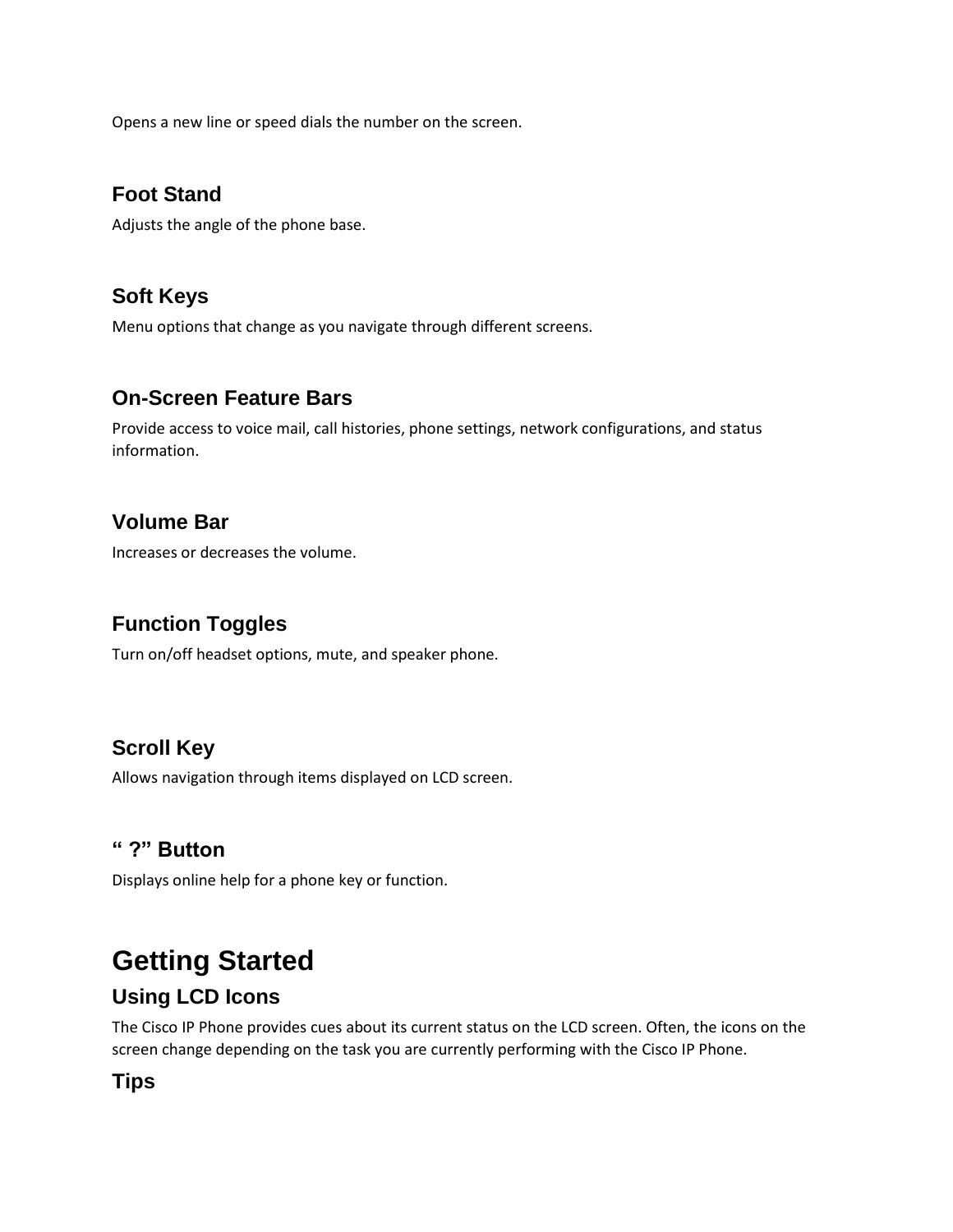Opens a new line or speed dials the number on the screen.

### Foot Stand

Adjusts the angle of the phone base.

### Soft Keys

Menu options that change as you navigate through different screens.

### On-Screen Feature Bars

Provide access to voice mail, call histories, phone settings, network configurations, and status information.

### Volume Bar

Increases or decreases the volume.

### Function Toggles

Turn on/off headset options, mute, and speaker phone.

### Scroll Key

Allows navigation through items displayed on LCD screen.

### “ ?” Button

Displays online help for a phone key or function.

# Getting Started

## Using LCD Icons

The Cisco IP Phone provides cues about its current status on the LCD screen. Often, the icons on the screen change depending on the task you are currently performing with the Cisco IP Phone.

## Tips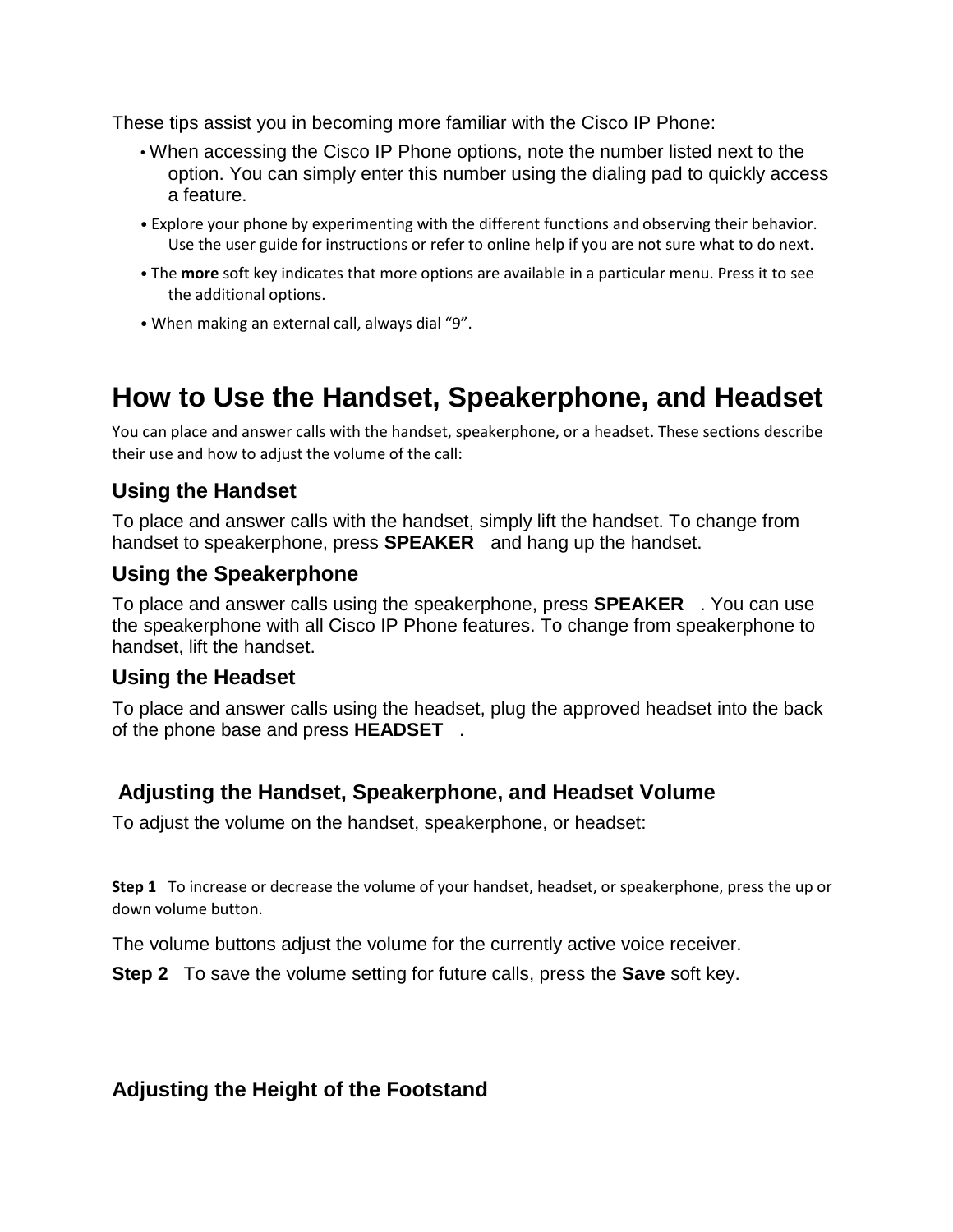These tips assist you in becoming more familiar with the Cisco IP Phone:

- When accessing the Cisco IP Phone options, note the number listed next to the option. You can simply enter this number using the dialing pad to quickly access a feature.
- Explore your phone by experimenting with the different functions and observing their behavior. Use the user guide for instructions or refer to online help if you are not sure what to do next.
- The **more** soft key indicates that more options are available in a particular menu. Press it to see the additional options.
- When making an external call, always dial "9".

# How to Use the Handset, Speakerphone, and Headset

You can place and answer calls with the handset, speakerphone, or a headset. These sections describe their use and how to adjust the volume of the call:

## Using the Handset

To place and answer calls with the handset, simply lift the handset. To change from handset to speakerphone, press **SPEAKER** and hang up the handset.

## Using the Speakerphone

To place and answer calls using the speakerphone, press **SPEAKER** . You can use the speakerphone with all Cisco IP Phone features. To change from speakerphone to handset, lift the handset.

## Using the Headset

To place and answer calls using the headset, plug the approved headset into the back of the phone base and press **HEADSET** .

## Adjusting the Handset, Speakerphone, and Headset Volume

To adjust the volume on the handset, speakerphone, or headset:

**Step 1** To increase or decrease the volume of your handset, headset, or speakerphone, press the up or down volume button.

The volume buttons adjust the volume for the currently active voice receiver.

**Step 2** To save the volume setting for future calls, press the **Save** soft key.

## Adjusting the Height of the Footstand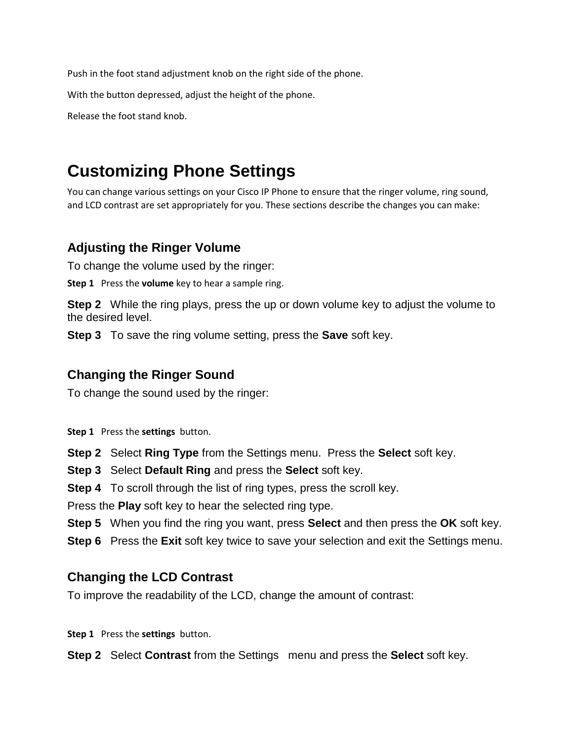Push in the foot stand adjustment knob on the right side of the phone.

With the button depressed, adjust the height of the phone.

Release the foot stand knob.

# Customizing Phone Settings

You can change various settings on your Cisco IP Phone to ensure that the ringer volume, ring sound, and LCD contrast are set appropriately for you. These sections describe the changes you can make:

## Adjusting the Ringer Volume

To change the volume used by the ringer:

**Step 1** Press the **volume** key to hear a sample ring.

**Step 2** While the ring plays, press the up or down volume key to adjust the volume to the desired level.

**Step 3** To save the ring volume setting, press the **Save** soft key.

## Changing the Ringer Sound

To change the sound used by the ringer:

**Step 1** Press the **settings** button.

**Step 2** Select **Ring Type** from the Settings menu. Press the **Select** soft key.

**Step 3** Select **Default Ring** and press the **Select** soft key.

**Step 4** To scroll through the list of ring types, press the scroll key.

Press the **Play** soft key to hear the selected ring type.

**Step 5** When you find the ring you want, press **Select** and then press the **OK** soft key.

**Step 6** Press the **Exit** soft key twice to save your selection and exit the Settings menu.

## Changing the LCD Contrast

To improve the readability of the LCD, change the amount of contrast:

**Step 1** Press the **settings** button.

**Step 2** Select **Contrast** from the Settings menu and press the **Select** soft key.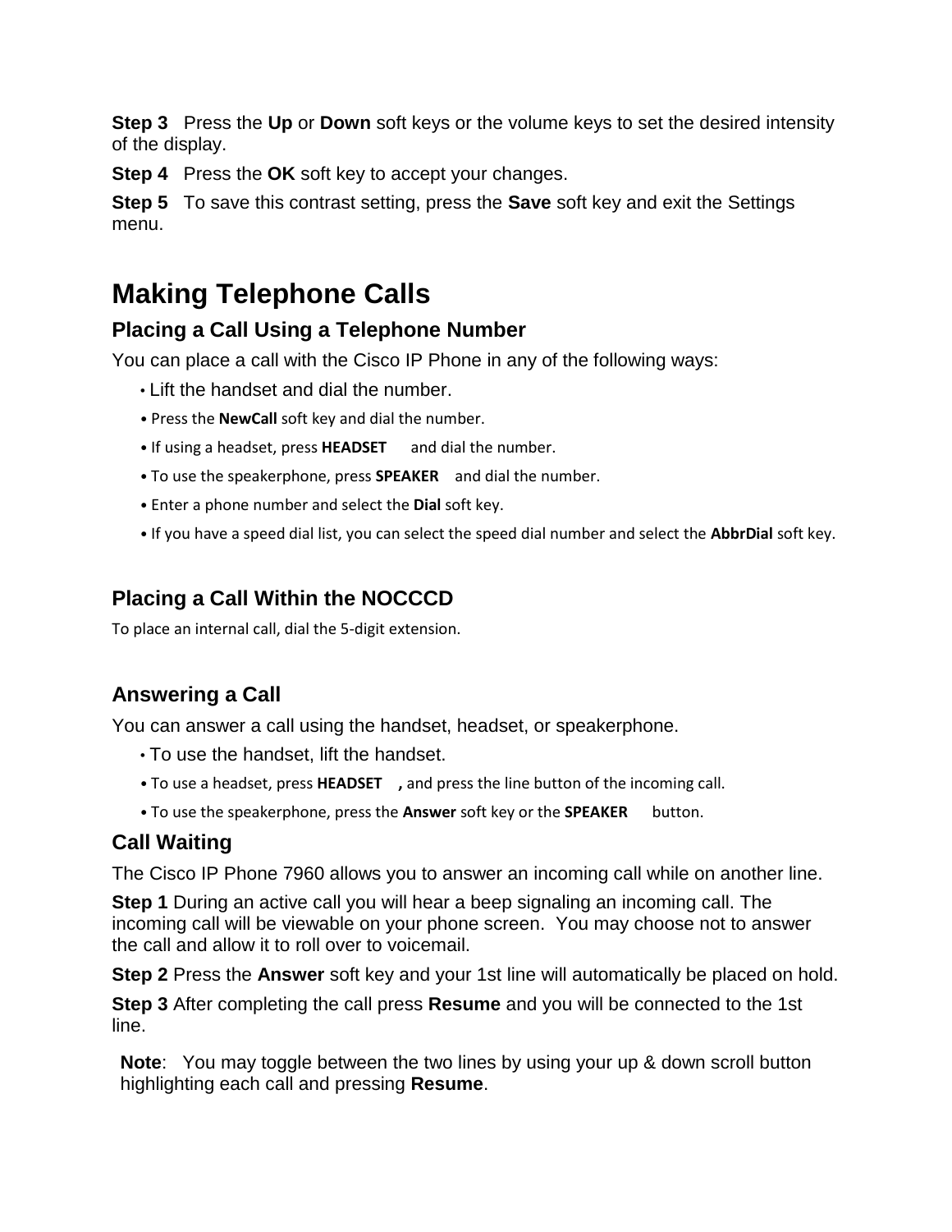**Step 3** Press the **Up** or **Down** soft keys or the volume keys to set the desired intensity of the display.

**Step 4** Press the **OK** soft key to accept your changes.

**Step 5** To save this contrast setting, press the **Save** soft key and exit the Settings menu.

# Making Telephone Calls

## Placing a Call Using a Telephone Number

You can place a call with the Cisco IP Phone in any of the following ways:

- Lift the handset and dial the number.
- Press the **NewCall** soft key and dial the number.
- If using a headset, press **HEADSET** and dial the number.
- To use the speakerphone, press **SPEAKER** and dial the number.
- Enter a phone number and select the **Dial** soft key.
- If you have a speed dial list, you can select the speed dial number and select the **AbbrDial** soft key.

## Placing a Call Within the NOCCCD

To place an internal call, dial the 5-digit extension.

## Answering a Call

You can answer a call using the handset, headset, or speakerphone.

- To use the handset, lift the handset.
- To use a headset, press **HEADSET** **,** and press the line button of the incoming call.
- To use the speakerphone, press the **Answer** soft key or the **SPEAKER** button.

## Call Waiting

The Cisco IP Phone 7960 allows you to answer an incoming call while on another line.

**Step 1** During an active call you will hear a beep signaling an incoming call. The incoming call will be viewable on your phone screen. You may choose not to answer the call and allow it to roll over to voicemail.

**Step 2** Press the **Answer** soft key and your 1st line will automatically be placed on hold.

**Step 3** After completing the call press **Resume** and you will be connected to the 1st line.

**Note**: You may toggle between the two lines by using your up & down scroll button highlighting each call and pressing **Resume**.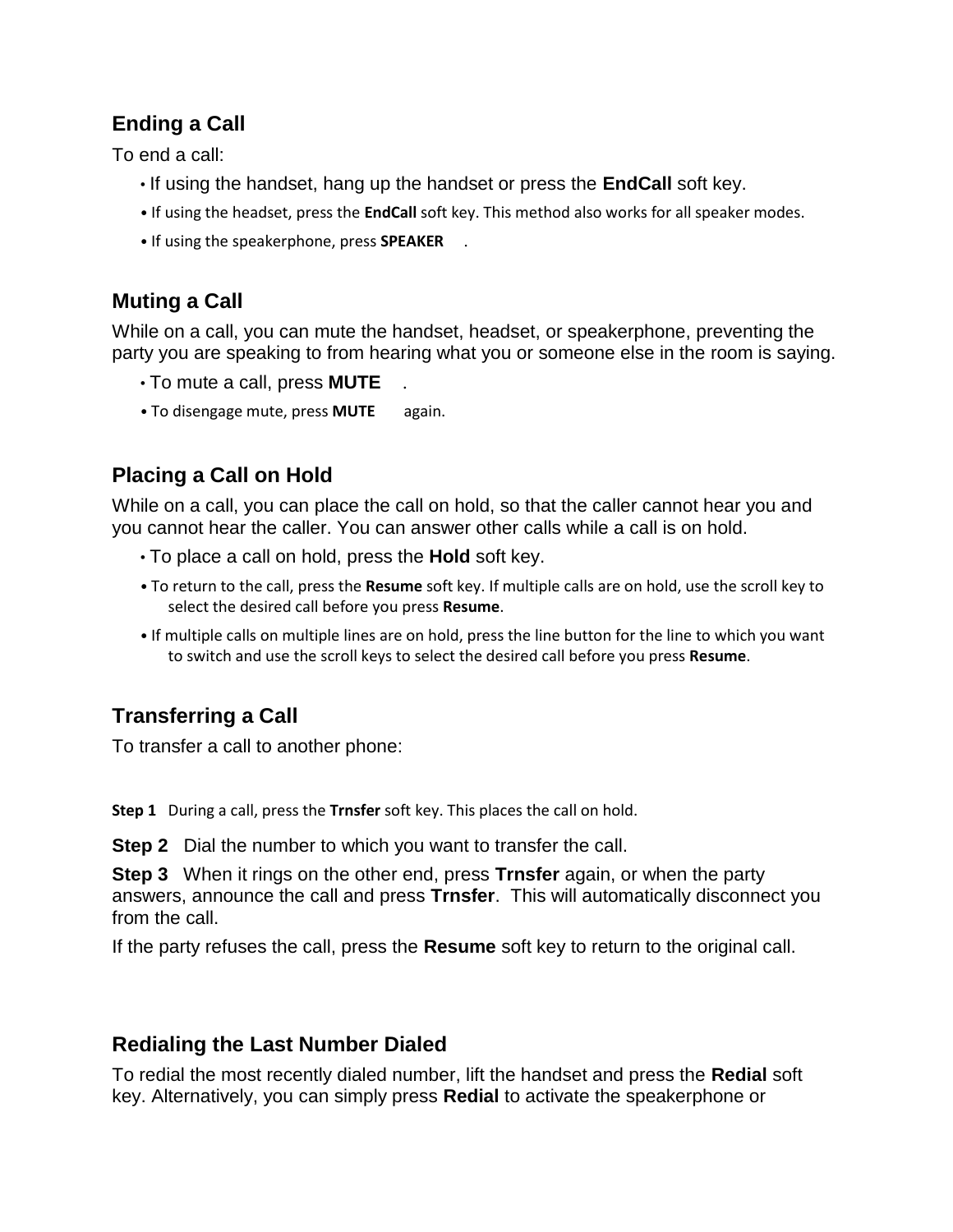## Ending a Call

To end a call:

- If using the handset, hang up the handset or press the **EndCall** soft key.
- If using the headset, press the **EndCall** soft key. This method also works for all speaker modes.
- If using the speakerphone, press **SPEAKER** .

## Muting a Call

While on a call, you can mute the handset, headset, or speakerphone, preventing the party you are speaking to from hearing what you or someone else in the room is saying.

- To mute a call, press **MUTE** .
- To disengage mute, press **MUTE** again.

## Placing a Call on Hold

While on a call, you can place the call on hold, so that the caller cannot hear you and you cannot hear the caller. You can answer other calls while a call is on hold.

- To place a call on hold, press the **Hold** soft key.
- To return to the call, press the **Resume** soft key. If multiple calls are on hold, use the scroll key to select the desired call before you press **Resume**.
- If multiple calls on multiple lines are on hold, press the line button for the line to which you want to switch and use the scroll keys to select the desired call before you press **Resume**.

## Transferring a Call

To transfer a call to another phone:

**Step 1** During a call, press the **Trnsfer** soft key. This places the call on hold.

**Step 2** Dial the number to which you want to transfer the call.

**Step 3** When it rings on the other end, press **Trnsfer** again, or when the party answers, announce the call and press **Trnsfer**. This will automatically disconnect you from the call.

If the party refuses the call, press the **Resume** soft key to return to the original call.

## Redialing the Last Number Dialed

To redial the most recently dialed number, lift the handset and press the **Redial** soft key. Alternatively, you can simply press **Redial** to activate the speakerphone or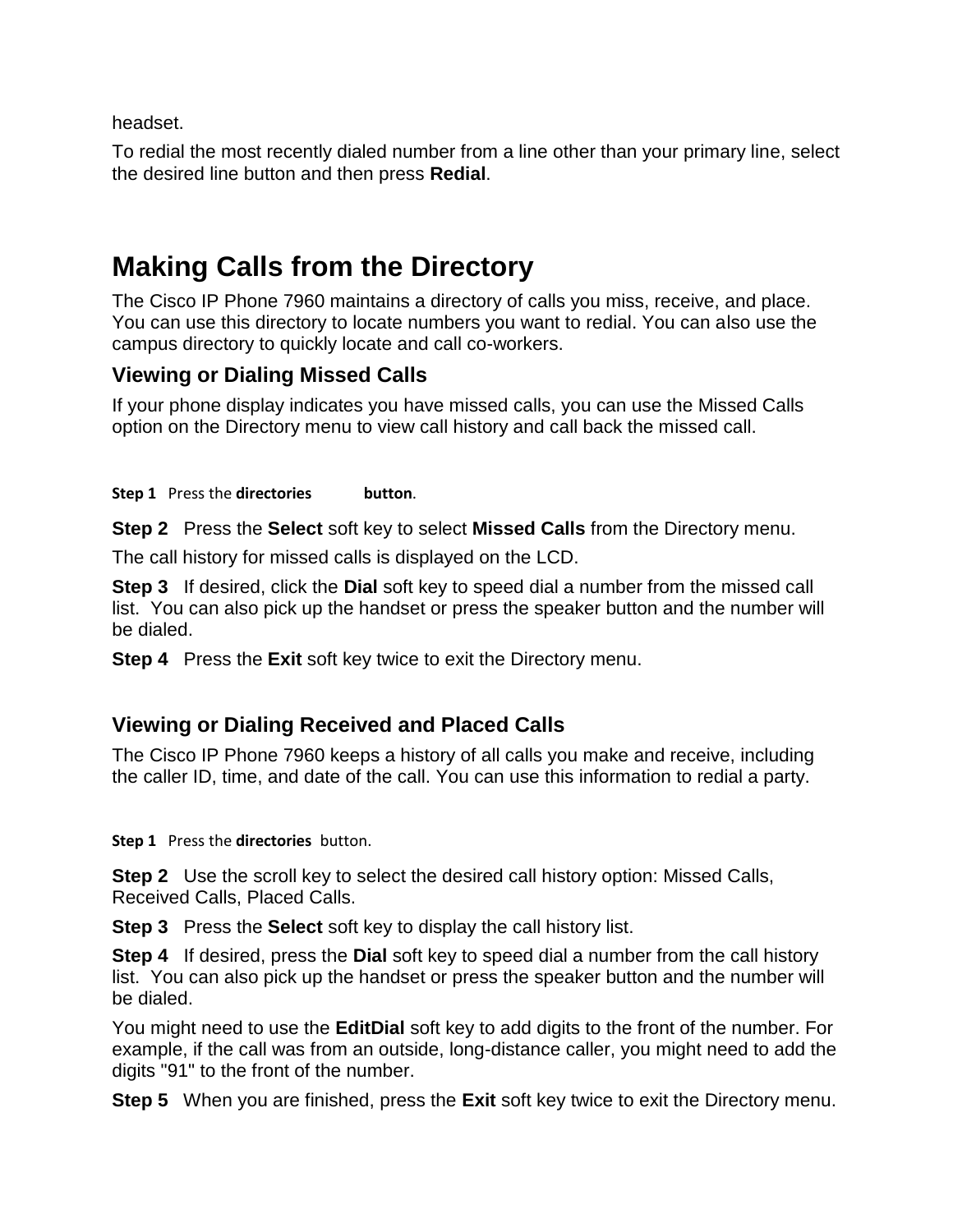headset.

To redial the most recently dialed number from a line other than your primary line, select the desired line button and then press **Redial**.

# Making Calls from the Directory

The Cisco IP Phone 7960 maintains a directory of calls you miss, receive, and place. You can use this directory to locate numbers you want to redial. You can also use the campus directory to quickly locate and call co-workers.

## Viewing or Dialing Missed Calls

If your phone display indicates you have missed calls, you can use the Missed Calls option on the Directory menu to view call history and call back the missed call.

**Step 1** Press the **directories** **button**.

**Step 2** Press the **Select** soft key to select **Missed Calls** from the Directory menu.

The call history for missed calls is displayed on the LCD.

**Step 3** If desired, click the **Dial** soft key to speed dial a number from the missed call list. You can also pick up the handset or press the speaker button and the number will be dialed.

**Step 4** Press the **Exit** soft key twice to exit the Directory menu.

## Viewing or Dialing Received and Placed Calls

The Cisco IP Phone 7960 keeps a history of all calls you make and receive, including the caller ID, time, and date of the call. You can use this information to redial a party.

**Step 1** Press the **directories** button.

**Step 2** Use the scroll key to select the desired call history option: Missed Calls, Received Calls, Placed Calls.

**Step 3** Press the **Select** soft key to display the call history list.

**Step 4** If desired, press the **Dial** soft key to speed dial a number from the call history list. You can also pick up the handset or press the speaker button and the number will be dialed.

You might need to use the **EditDial** soft key to add digits to the front of the number. For example, if the call was from an outside, long-distance caller, you might need to add the digits "91" to the front of the number.

**Step 5** When you are finished, press the **Exit** soft key twice to exit the Directory menu.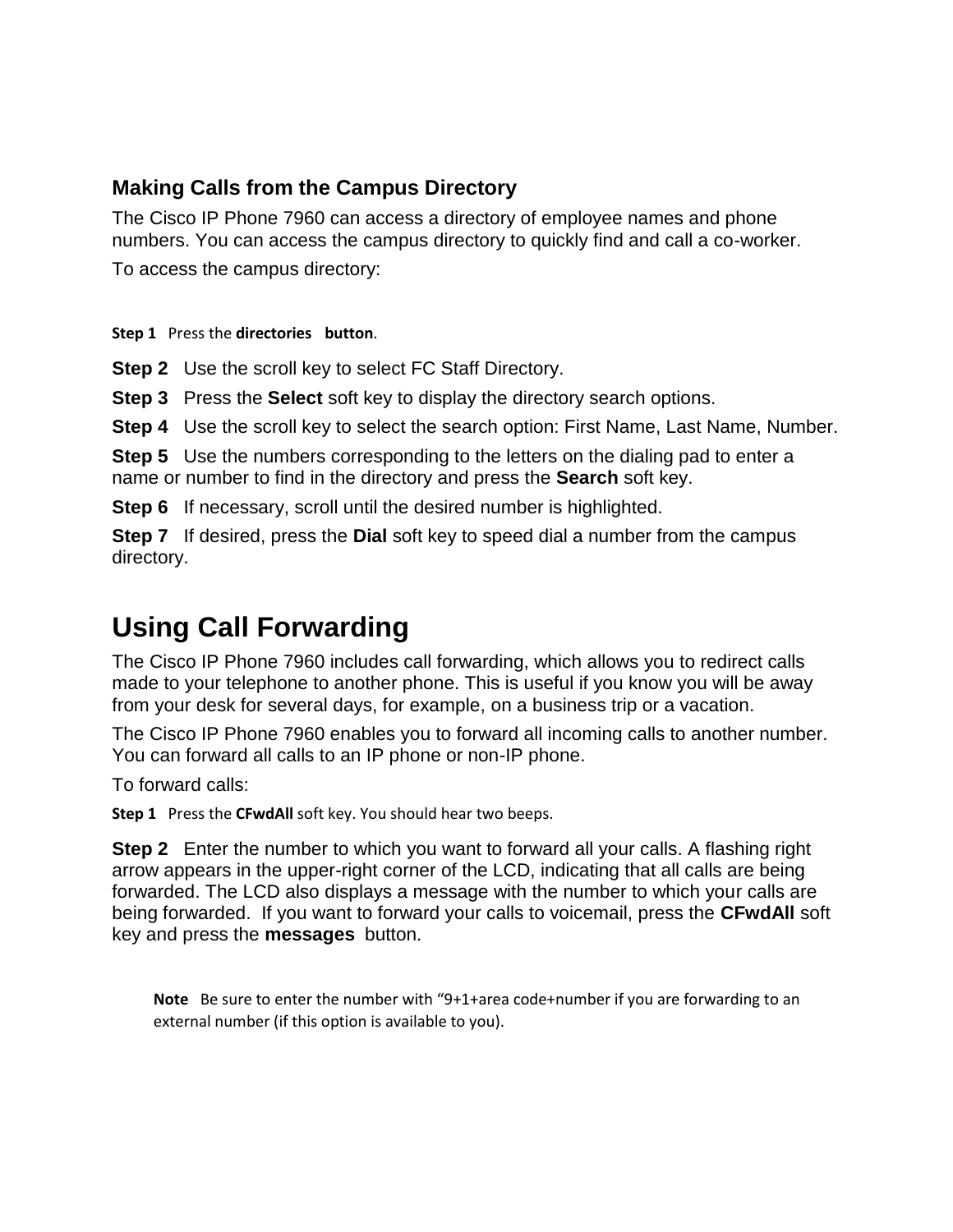### Making Calls from the Campus Directory

The Cisco IP Phone 7960 can access a directory of employee names and phone numbers. You can access the campus directory to quickly find and call a co-worker.

To access the campus directory:

**Step 1** Press the **directories button**.

**Step 2** Use the scroll key to select FC Staff Directory.

**Step 3** Press the **Select** soft key to display the directory search options.

**Step 4** Use the scroll key to select the search option: First Name, Last Name, Number.

**Step 5** Use the numbers corresponding to the letters on the dialing pad to enter a name or number to find in the directory and press the **Search** soft key.

**Step 6** If necessary, scroll until the desired number is highlighted.

**Step 7** If desired, press the **Dial** soft key to speed dial a number from the campus directory.

## Using Call Forwarding

The Cisco IP Phone 7960 includes call forwarding, which allows you to redirect calls made to your telephone to another phone. This is useful if you know you will be away from your desk for several days, for example, on a business trip or a vacation.

The Cisco IP Phone 7960 enables you to forward all incoming calls to another number. You can forward all calls to an IP phone or non-IP phone.

To forward calls:

**Step 1** Press the **CFwdAll** soft key. You should hear two beeps.

**Step 2** Enter the number to which you want to forward all your calls. A flashing right arrow appears in the upper-right corner of the LCD, indicating that all calls are being forwarded. The LCD also displays a message with the number to which your calls are being forwarded. If you want to forward your calls to voicemail, press the **CFwdAll** soft key and press the **messages** button.

**Note** Be sure to enter the number with “9+1+area code+number if you are forwarding to an external number (if this option is available to you).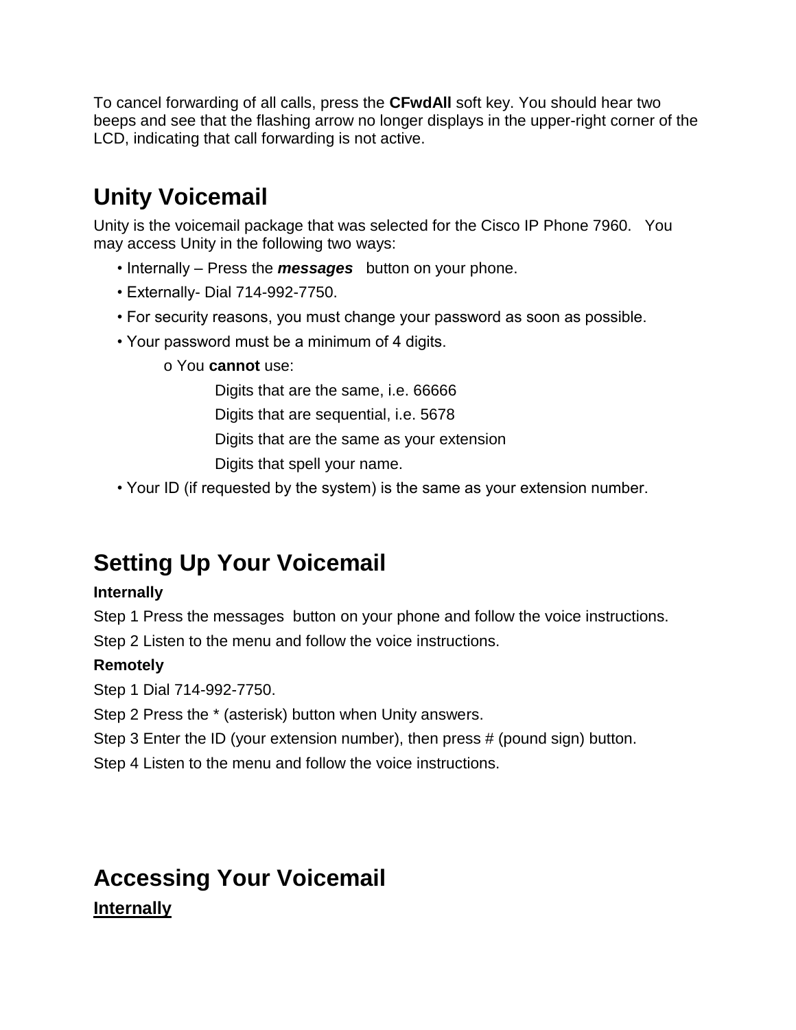To cancel forwarding of all calls, press the **CFwdAll** soft key. You should hear two beeps and see that the flashing arrow no longer displays in the upper-right corner of the LCD, indicating that call forwarding is not active.

## Unity Voicemail

Unity is the voicemail package that was selected for the Cisco IP Phone 7960. You may access Unity in the following two ways:

- Internally – Press the ***messages*** button on your phone.
- Externally- Dial 714-992-7750.
- For security reasons, you must change your password as soon as possible.
- Your password must be a minimum of 4 digits.
  - You **cannot** use:
    - Digits that are the same, i.e. 66666
    - Digits that are sequential, i.e. 5678
    - Digits that are the same as your extension
    - Digits that spell your name.
- Your ID (if requested by the system) is the same as your extension number.

## Setting Up Your Voicemail

**Internally**

Step 1 Press the messages button on your phone and follow the voice instructions.

Step 2 Listen to the menu and follow the voice instructions.

**Remotely**

Step 1 Dial 714-992-7750.

Step 2 Press the * (asterisk) button when Unity answers.

Step 3 Enter the ID (your extension number), then press # (pound sign) button.

Step 4 Listen to the menu and follow the voice instructions.

## Accessing Your Voicemail

**Internally**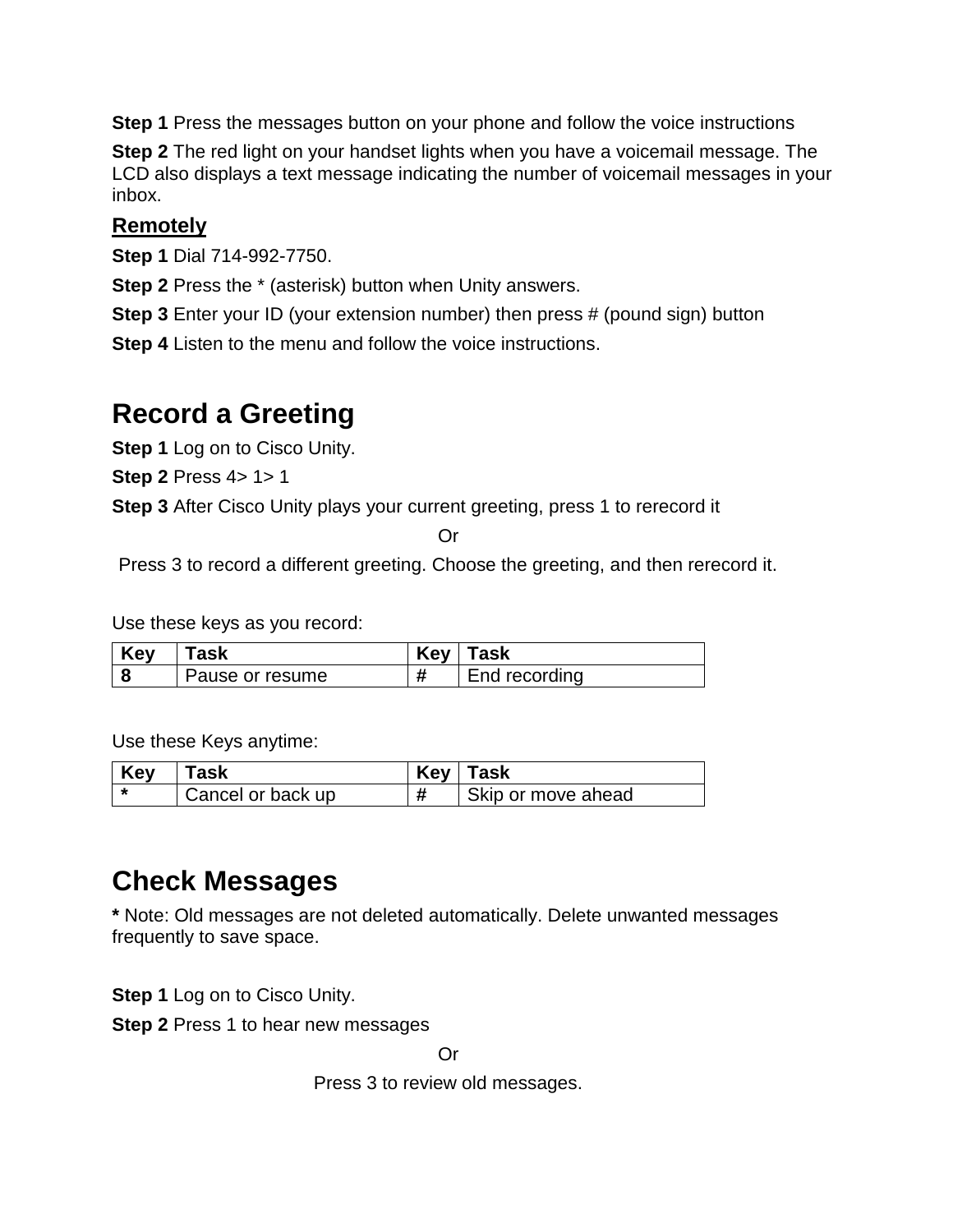**Step 1** Press the messages button on your phone and follow the voice instructions

**Step 2** The red light on your handset lights when you have a voicemail message. The LCD also displays a text message indicating the number of voicemail messages in your inbox.

**Remotely**

**Step 1** Dial 714-992-7750.

**Step 2** Press the * (asterisk) button when Unity answers.

**Step 3** Enter your ID (your extension number) then press # (pound sign) button

**Step 4** Listen to the menu and follow the voice instructions.

# Record a Greeting

**Step 1** Log on to Cisco Unity.

**Step 2** Press 4> 1> 1

**Step 3** After Cisco Unity plays your current greeting, press 1 to rerecord it

Or

Press 3 to record a different greeting. Choose the greeting, and then rerecord it.

Use these keys as you record:

| Key | Task | Key | Task |
|---|---|---|---|
| **8** | Pause or resume | # | End recording |

Use these Keys anytime:

| Key | Task | Key | Task |
|---|---|---|---|
| * | Cancel or back up | # | Skip or move ahead |

# Check Messages

**\*** Note: Old messages are not deleted automatically. Delete unwanted messages frequently to save space.

**Step 1** Log on to Cisco Unity.

**Step 2** Press 1 to hear new messages

Or

Press 3 to review old messages.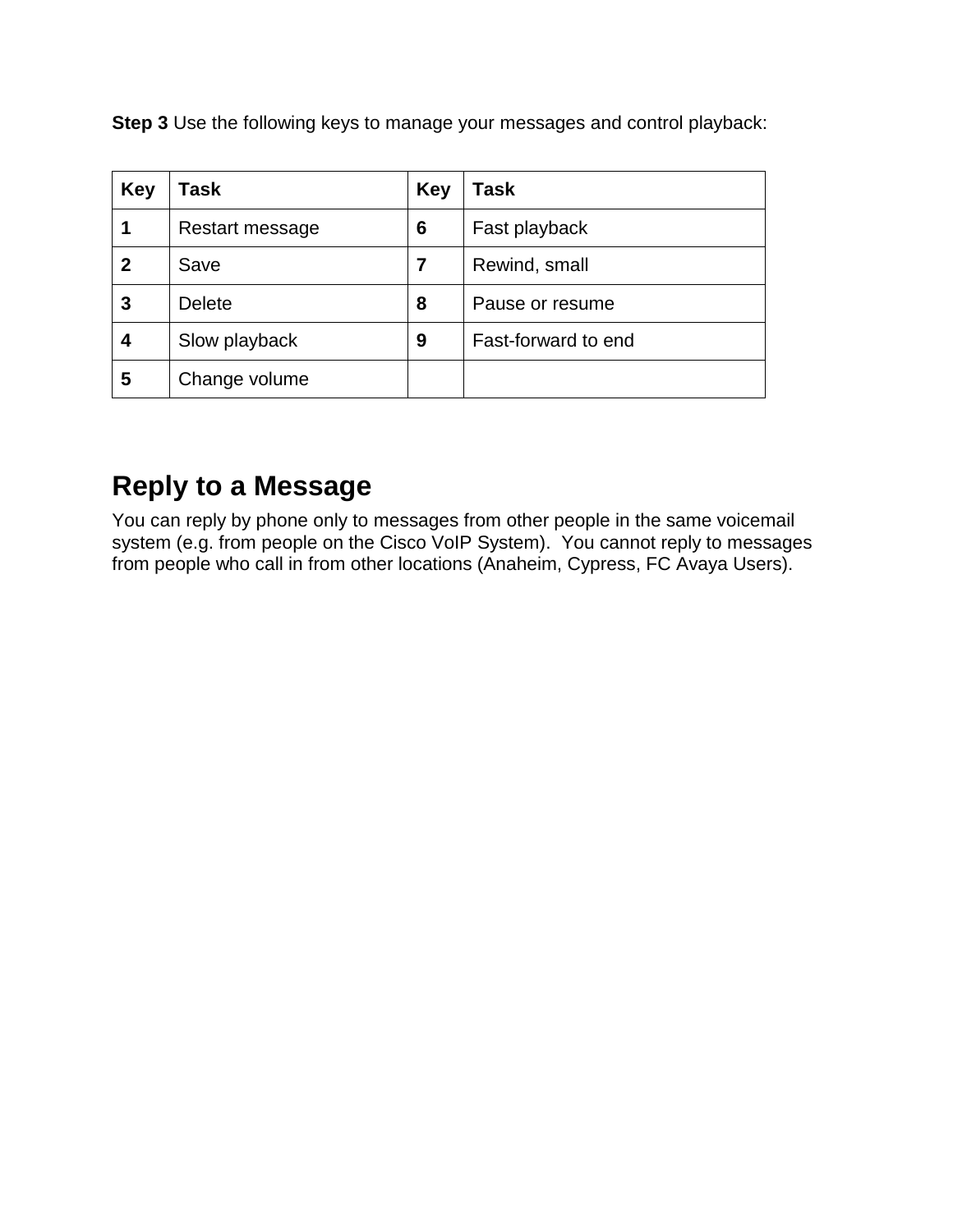**Step 3** Use the following keys to manage your messages and control playback:

| Key | Task | Key | Task |
|---|---|---|---|
| **1** | Restart message | **6** | Fast playback |
| **2** | Save | **7** | Rewind, small |
| **3** | Delete | **8** | Pause or resume |
| **4** | Slow playback | **9** | Fast-forward to end |
| **5** | Change volume | | |

## Reply to a Message

You can reply by phone only to messages from other people in the same voicemail system (e.g. from people on the Cisco VoIP System). You cannot reply to messages from people who call in from other locations (Anaheim, Cypress, FC Avaya Users).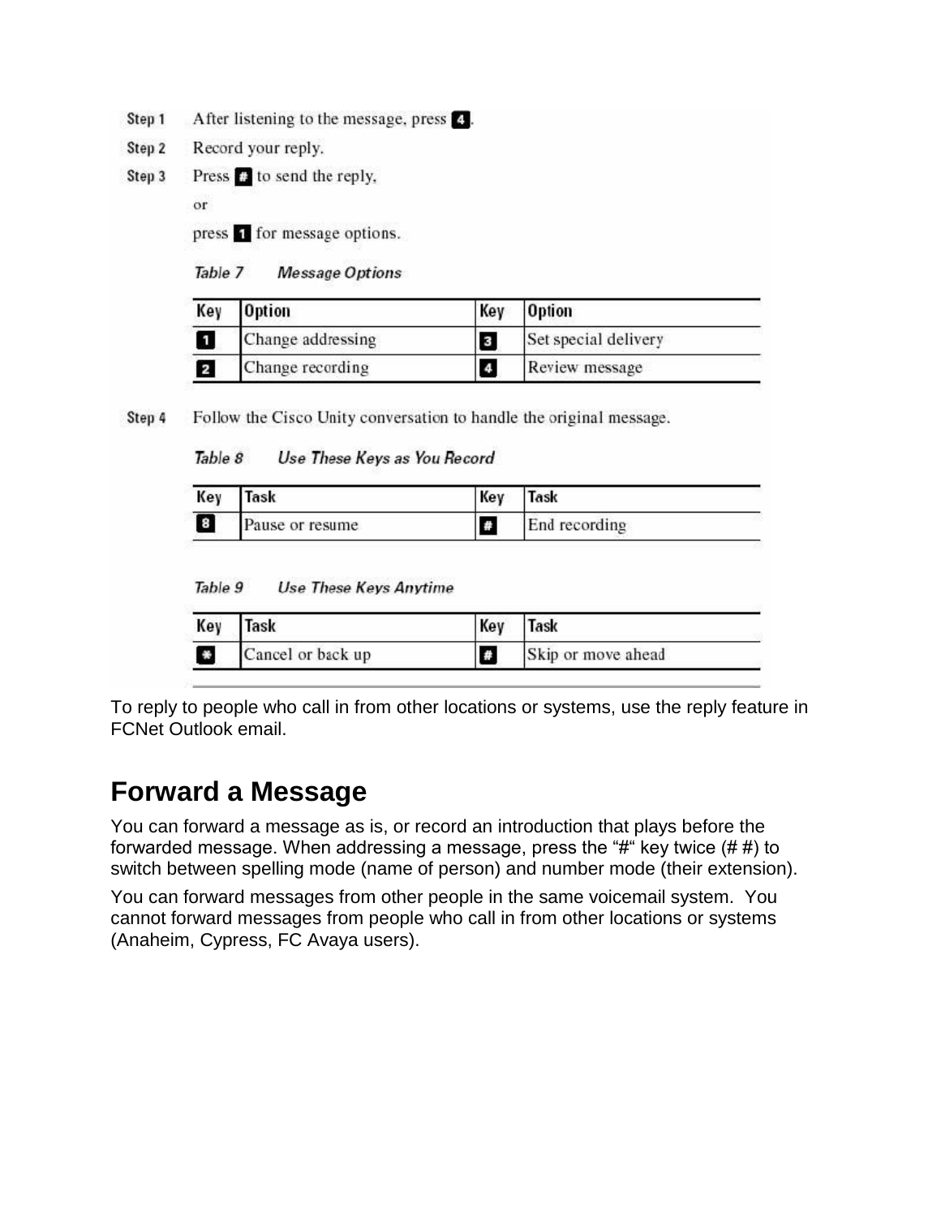Step 1 After listening to the message, press 4.

Step 2 Record your reply.

Step 3 Press # to send the reply,

or

press 1 for message options.

*Table 7 Message Options*

| Key | Option | Key | Option |
| --- | --- | --- | --- |
| 1 | Change addressing | 3 | Set special delivery |
| 2 | Change recording | 4 | Review message |

Step 4 Follow the Cisco Unity conversation to handle the original message.

*Table 8 Use These Keys as You Record*

| Key | Task | Key | Task |
| --- | --- | --- | --- |
| 8 | Pause or resume | # | End recording |

*Table 9 Use These Keys Anytime*

| Key | Task | Key | Task |
| --- | --- | --- | --- |
| * | Cancel or back up | # | Skip or move ahead |

To reply to people who call in from other locations or systems, use the reply feature in FCNet Outlook email.

## Forward a Message

You can forward a message as is, or record an introduction that plays before the forwarded message. When addressing a message, press the "#" key twice (# #) to switch between spelling mode (name of person) and number mode (their extension).

You can forward messages from other people in the same voicemail system. You cannot forward messages from people who call in from other locations or systems (Anaheim, Cypress, FC Avaya users).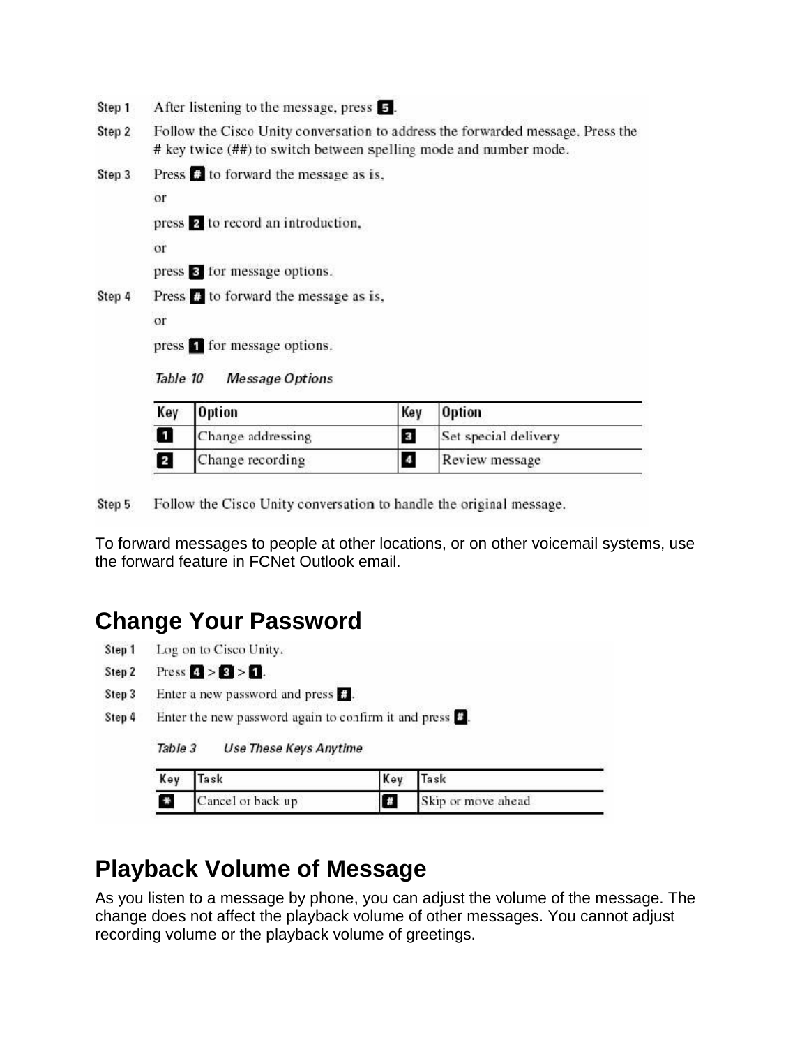Step 1 After listening to the message, press **5**.

Step 2 Follow the Cisco Unity conversation to address the forwarded message. Press the # key twice (##) to switch between spelling mode and number mode.

Step 3 Press **#** to forward the message as is,

or

press **2** to record an introduction,

or

press **3** for message options.

Step 4 Press **#** to forward the message as is,

or

press **1** for message options.

*Table 10 Message Options*

| Key | Option | Key | Option |
|---|---|---|---|
| 1 | Change addressing | 3 | Set special delivery |
| 2 | Change recording | 4 | Review message |

Step 5 Follow the Cisco Unity conversation to handle the original message.

To forward messages to people at other locations, or on other voicemail systems, use the forward feature in FCNet Outlook email.

## Change Your Password

Step 1 Log on to Cisco Unity.

Step 2 Press **4** > **3** > **1**.

Step 3 Enter a new password and press **#**.

Step 4 Enter the new password again to confirm it and press **#**.

*Table 3 Use These Keys Anytime*

| Key | Task | Key | Task |
|---|---|---|---|
| * | Cancel or back up | # | Skip or move ahead |

## Playback Volume of Message

As you listen to a message by phone, you can adjust the volume of the message. The change does not affect the playback volume of other messages. You cannot adjust recording volume or the playback volume of greetings.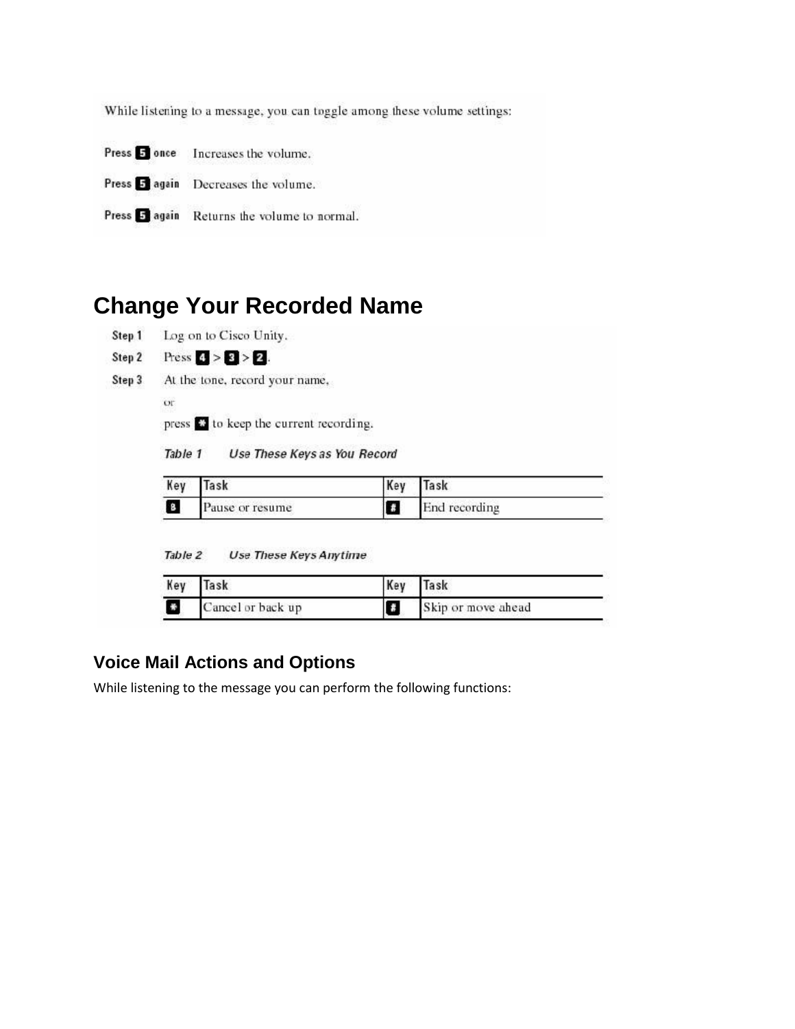While listening to a message, you can toggle among these volume settings:

**Press 5 once** Increases the volume.

**Press 5 again** Decreases the volume.

**Press 5 again** Returns the volume to normal.

# Change Your Recorded Name

**Step 1** Log on to Cisco Unity.

**Step 2** Press 4 > 3 > 2.

**Step 3** At the tone, record your name,

or

press * to keep the current recording.

*Table 1 Use These Keys as You Record*

| Key | Task | Key | Task |
|---|---|---|---|
| 8 | Pause or resume | # | End recording |

*Table 2 Use These Keys Anytime*

| Key | Task | Key | Task |
|---|---|---|---|
| * | Cancel or back up | # | Skip or move ahead |

## Voice Mail Actions and Options

While listening to the message you can perform the following functions: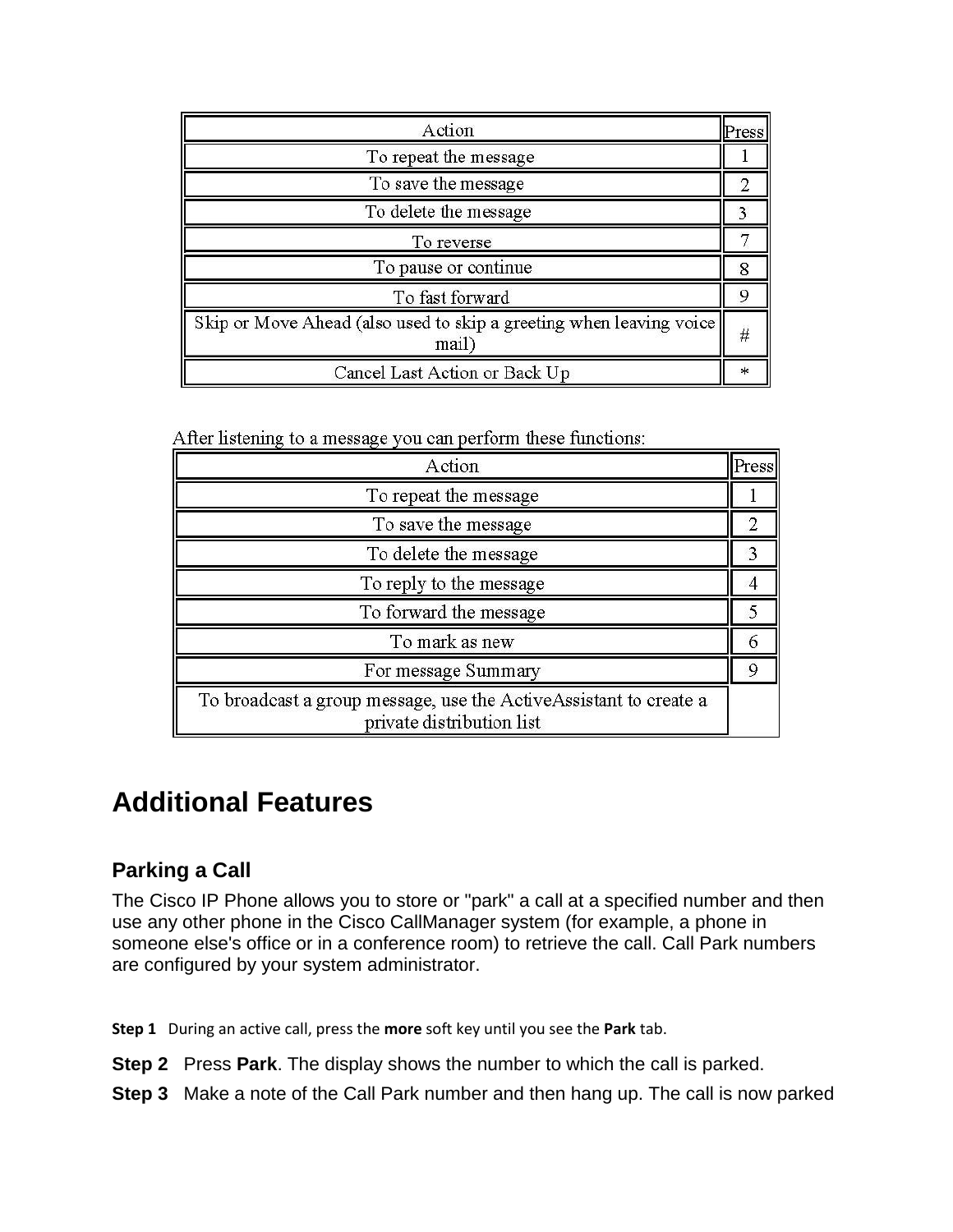| Action | Press |
|---|---|
| To repeat the message | 1 |
| To save the message | 2 |
| To delete the message | 3 |
| To reverse | 7 |
| To pause or continue | 8 |
| To fast forward | 9 |
| Skip or Move Ahead (also used to skip a greeting when leaving voice mail) | # |
| Cancel Last Action or Back Up | * |

After listening to a message you can perform these functions:

| Action | Press |
|---|---|
| To repeat the message | 1 |
| To save the message | 2 |
| To delete the message | 3 |
| To reply to the message | 4 |
| To forward the message | 5 |
| To mark as new | 6 |
| For message Summary | 9 |
| To broadcast a group message, use the ActiveAssistant to create a private distribution list | |

# Additional Features

## Parking a Call

The Cisco IP Phone allows you to store or "park" a call at a specified number and then use any other phone in the Cisco CallManager system (for example, a phone in someone else's office or in a conference room) to retrieve the call. Call Park numbers are configured by your system administrator.

**Step 1** During an active call, press the **more** soft key until you see the **Park** tab.

**Step 2** Press **Park**. The display shows the number to which the call is parked.

**Step 3** Make a note of the Call Park number and then hang up. The call is now parked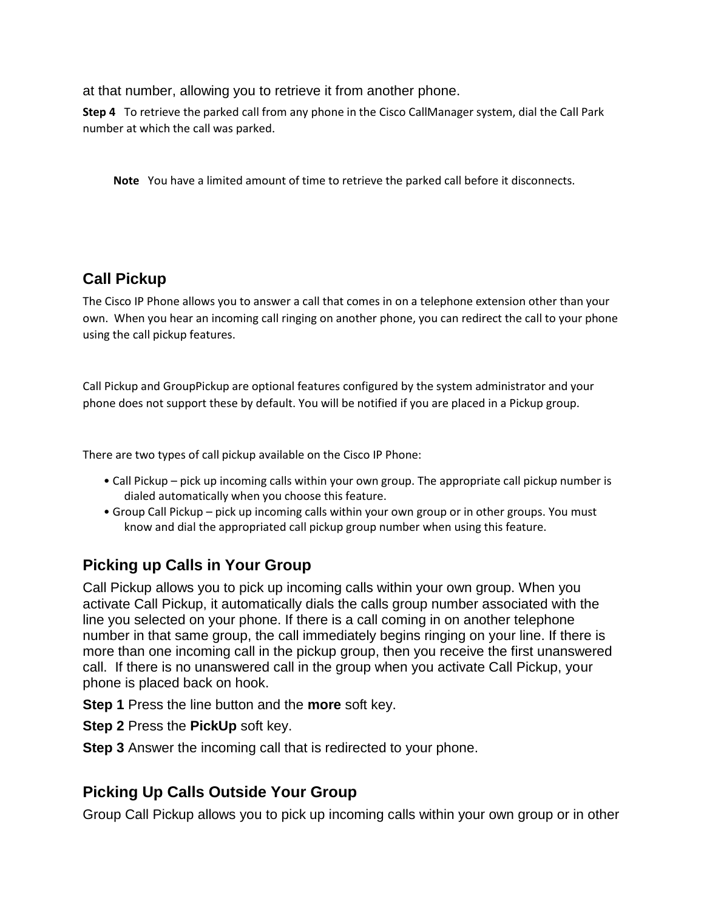at that number, allowing you to retrieve it from another phone.

**Step 4** To retrieve the parked call from any phone in the Cisco CallManager system, dial the Call Park number at which the call was parked.

> **Note** You have a limited amount of time to retrieve the parked call before it disconnects.

## Call Pickup

The Cisco IP Phone allows you to answer a call that comes in on a telephone extension other than your own. When you hear an incoming call ringing on another phone, you can redirect the call to your phone using the call pickup features.

Call Pickup and GroupPickup are optional features configured by the system administrator and your phone does not support these by default. You will be notified if you are placed in a Pickup group.

There are two types of call pickup available on the Cisco IP Phone:

- Call Pickup – pick up incoming calls within your own group. The appropriate call pickup number is dialed automatically when you choose this feature.
- Group Call Pickup – pick up incoming calls within your own group or in other groups. You must know and dial the appropriated call pickup group number when using this feature.

### Picking up Calls in Your Group

Call Pickup allows you to pick up incoming calls within your own group. When you activate Call Pickup, it automatically dials the calls group number associated with the line you selected on your phone. If there is a call coming in on another telephone number in that same group, the call immediately begins ringing on your line. If there is more than one incoming call in the pickup group, then you receive the first unanswered call. If there is no unanswered call in the group when you activate Call Pickup, your phone is placed back on hook.

**Step 1** Press the line button and the **more** soft key.

**Step 2** Press the **PickUp** soft key.

**Step 3** Answer the incoming call that is redirected to your phone.

### Picking Up Calls Outside Your Group

Group Call Pickup allows you to pick up incoming calls within your own group or in other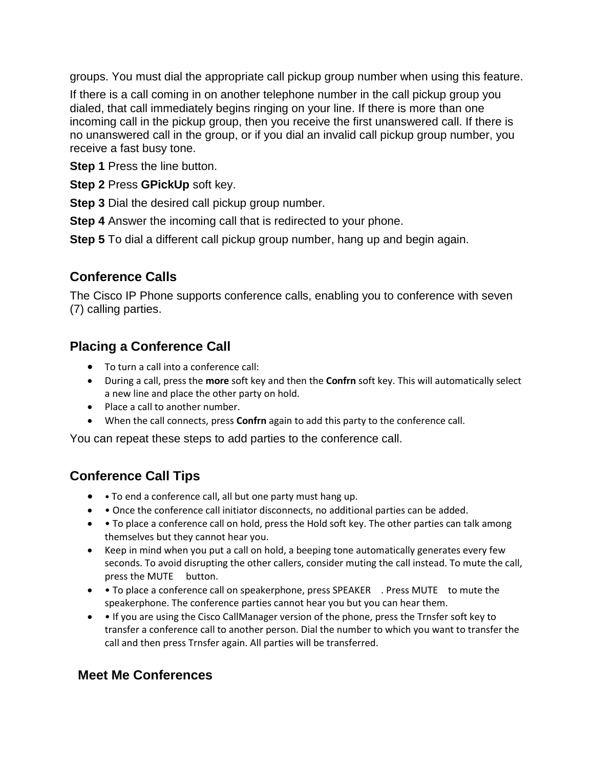groups. You must dial the appropriate call pickup group number when using this feature.

If there is a call coming in on another telephone number in the call pickup group you dialed, that call immediately begins ringing on your line. If there is more than one incoming call in the pickup group, then you receive the first unanswered call. If there is no unanswered call in the group, or if you dial an invalid call pickup group number, you receive a fast busy tone.

**Step 1** Press the line button.

**Step 2** Press **GPickUp** soft key.

**Step 3** Dial the desired call pickup group number.

**Step 4** Answer the incoming call that is redirected to your phone.

**Step 5** To dial a different call pickup group number, hang up and begin again.

## Conference Calls

The Cisco IP Phone supports conference calls, enabling you to conference with seven (7) calling parties.

## Placing a Conference Call

- To turn a call into a conference call:
- During a call, press the **more** soft key and then the **Confrn** soft key. This will automatically select a new line and place the other party on hold.
- Place a call to another number.
- When the call connects, press **Confrn** again to add this party to the conference call.

You can repeat these steps to add parties to the conference call.

## Conference Call Tips

- • To end a conference call, all but one party must hang up.
- • Once the conference call initiator disconnects, no additional parties can be added.
- • To place a conference call on hold, press the Hold soft key. The other parties can talk among themselves but they cannot hear you.
- Keep in mind when you put a call on hold, a beeping tone automatically generates every few seconds. To avoid disrupting the other callers, consider muting the call instead. To mute the call, press the MUTE button.
- • To place a conference call on speakerphone, press SPEAKER . Press MUTE to mute the speakerphone. The conference parties cannot hear you but you can hear them.
- • If you are using the Cisco CallManager version of the phone, press the Trnsfer soft key to transfer a conference call to another person. Dial the number to which you want to transfer the call and then press Trnsfer again. All parties will be transferred.

## Meet Me Conferences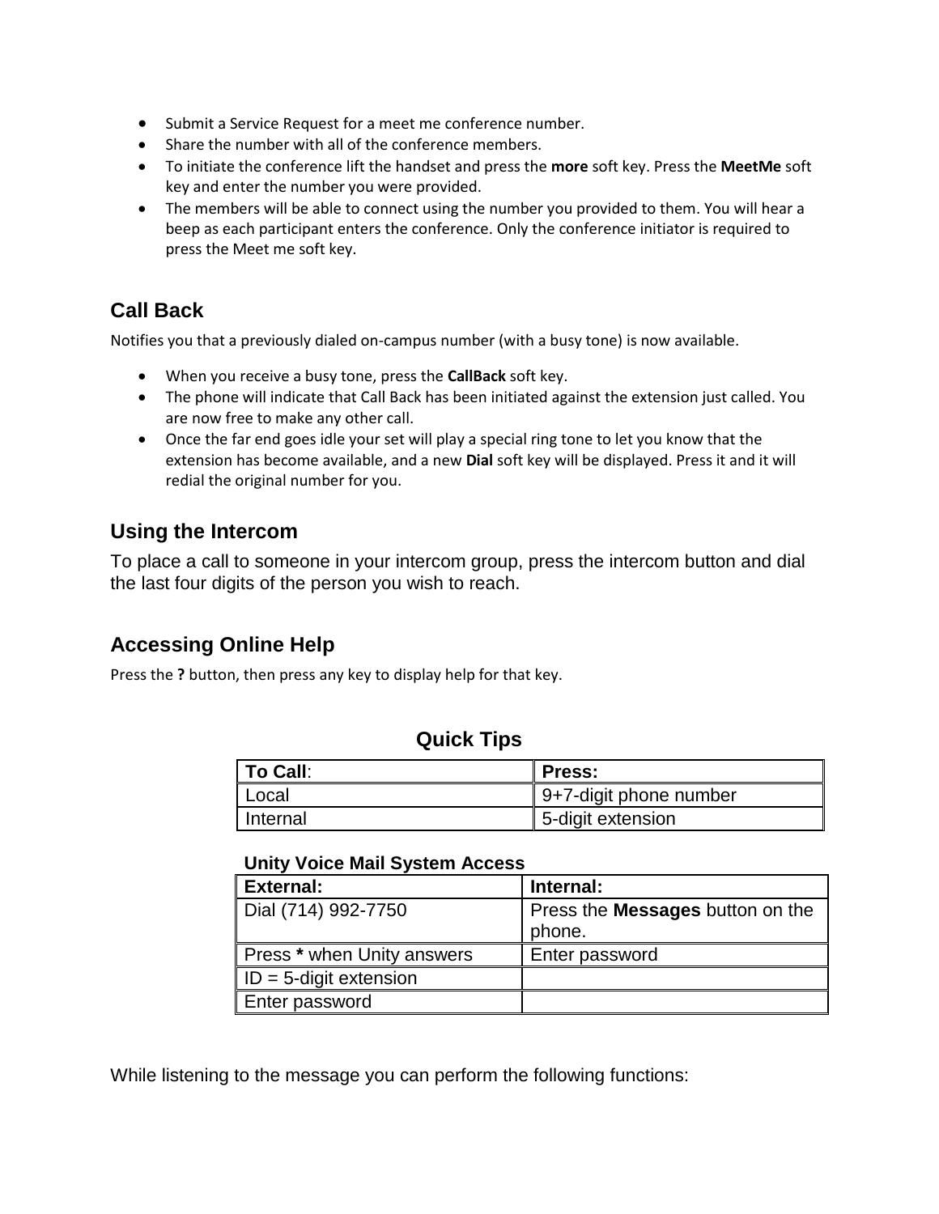- Submit a Service Request for a meet me conference number.
- Share the number with all of the conference members.
- To initiate the conference lift the handset and press the **more** soft key. Press the **MeetMe** soft key and enter the number you were provided.
- The members will be able to connect using the number you provided to them. You will hear a beep as each participant enters the conference. Only the conference initiator is required to press the Meet me soft key.

## Call Back

Notifies you that a previously dialed on-campus number (with a busy tone) is now available.

- When you receive a busy tone, press the **CallBack** soft key.
- The phone will indicate that Call Back has been initiated against the extension just called. You are now free to make any other call.
- Once the far end goes idle your set will play a special ring tone to let you know that the extension has become available, and a new **Dial** soft key will be displayed. Press it and it will redial the original number for you.

## Using the Intercom

To place a call to someone in your intercom group, press the intercom button and dial the last four digits of the person you wish to reach.

## Accessing Online Help

Press the **?** button, then press any key to display help for that key.

### Quick Tips

| **To Call**: | **Press:** |
|---|---|
| Local | 9+7-digit phone number |
| Internal | 5-digit extension |

**Unity Voice Mail System Access**

| **External:** | **Internal:** |
|---|---|
| Dial (714) 992-7750 | Press the **Messages** button on the phone. |
| Press **\*** when Unity answers | Enter password |
| ID = 5-digit extension | |
| Enter password | |

While listening to the message you can perform the following functions: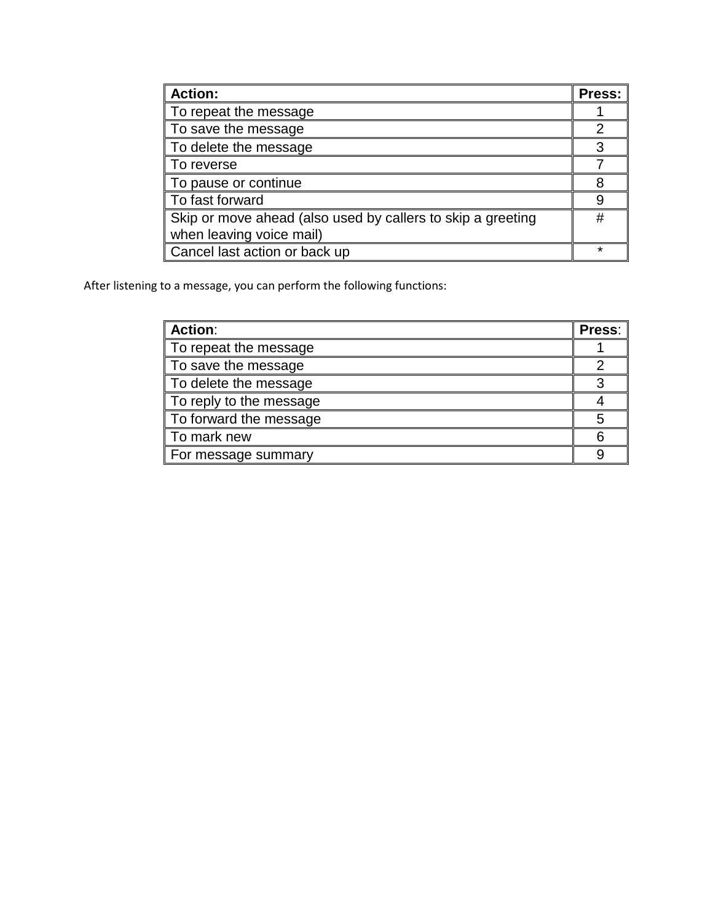| **Action:** | **Press:** |
| --- | --- |
| To repeat the message | 1 |
| To save the message | 2 |
| To delete the message | 3 |
| To reverse | 7 |
| To pause or continue | 8 |
| To fast forward | 9 |
| Skip or move ahead (also used by callers to skip a greeting when leaving voice mail) | # |
| Cancel last action or back up | * |

After listening to a message, you can perform the following functions:

| **Action**: | **Press**: |
| --- | --- |
| To repeat the message | 1 |
| To save the message | 2 |
| To delete the message | 3 |
| To reply to the message | 4 |
| To forward the message | 5 |
| To mark new | 6 |
| For message summary | 9 |